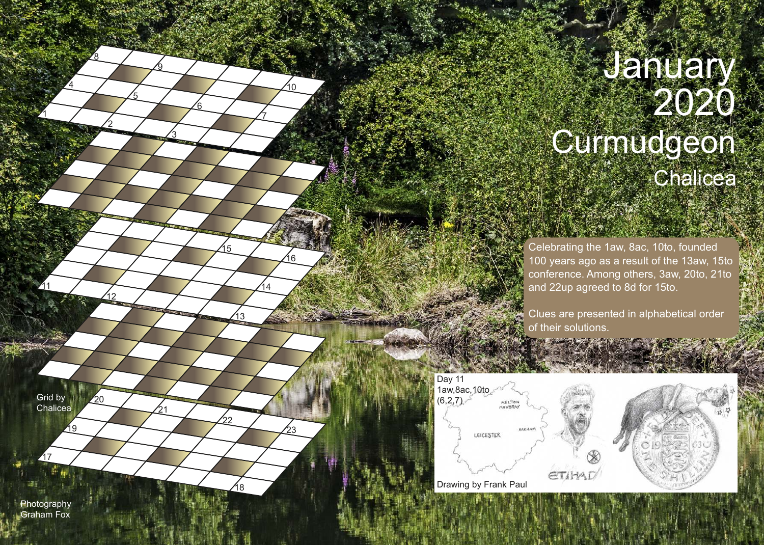# January 2020

## Curmudgeon

### Chalicea

Celebrating the 1aw, 8ac, 10to, founded 100 years ago as a result of the 13aw, 15to conference. Among others, 3aw, 20to, 21to and 22up agreed to 8d for 15to.

Clues are presented in alphabetical order of their solutions.

Day 11
1aw,8ac,10to
(6,2,7)

Drawing by Frank Paul

Grid by Chalicea

Photography Graham Fox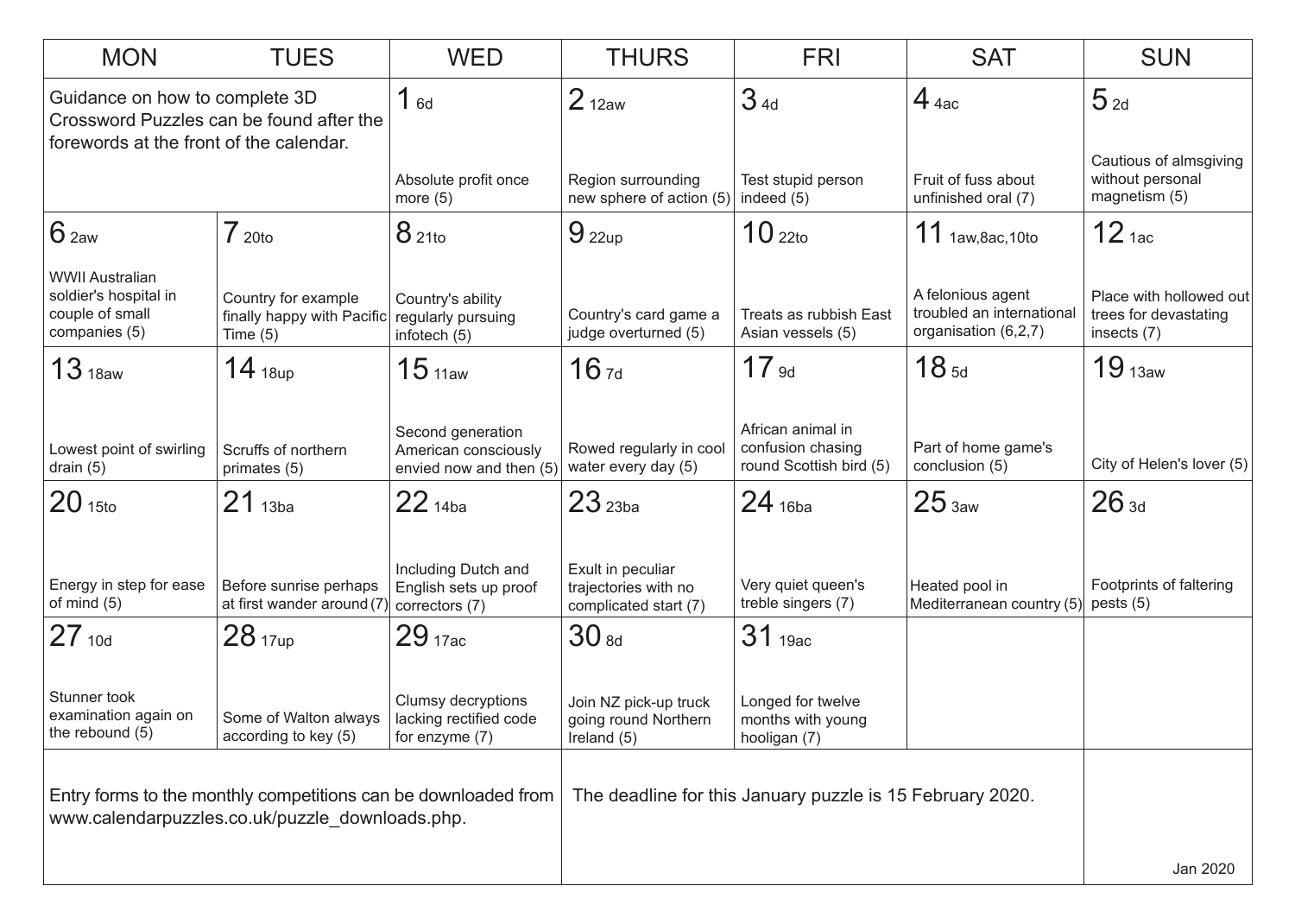| MON | TUES | WED | THURS | FRI | SAT | SUN |
|---|---|---|---|---|---|---|
| Guidance on how to complete 3D Crossword Puzzles can be found after the forewords at the front of the calendar. | | 1 6d<br><br>Absolute profit once more (5) | 2 12aw<br><br>Region surrounding new sphere of action (5) | 3 4d<br><br>Test stupid person indeed (5) | 4 4ac<br><br>Fruit of fuss about unfinished oral (7) | 5 2d<br><br>Cautious of almsgiving without personal magnetism (5) |
| 6 2aw<br><br>WWII Australian soldier's hospital in couple of small companies (5) | 7 20to<br><br>Country for example finally happy with Pacific Time (5) | 8 21to<br><br>Country's ability regularly pursuing infotech (5) | 9 22up<br><br>Country's card game a judge overturned (5) | 10 22to<br><br>Treats as rubbish East Asian vessels (5) | 11 1aw,8ac,10to<br><br>A felonious agent troubled an international organisation (6,2,7) | 12 1ac<br><br>Place with hollowed out trees for devastating insects (7) |
| 13 18aw<br><br>Lowest point of swirling drain (5) | 14 18up<br><br>Scruffs of northern primates (5) | 15 11aw<br><br>Second generation American consciously envied now and then (5) | 16 7d<br><br>Rowed regularly in cool water every day (5) | 17 9d<br><br>African animal in confusion chasing round Scottish bird (5) | 18 5d<br><br>Part of home game's conclusion (5) | 19 13aw<br><br>City of Helen's lover (5) |
| 20 15to<br><br>Energy in step for ease of mind (5) | 21 13ba<br><br>Before sunrise perhaps at first wander around (7) | 22 14ba<br><br>Including Dutch and English sets up proof correctors (7) | 23 23ba<br><br>Exult in peculiar trajectories with no complicated start (7) | 24 16ba<br><br>Very quiet queen's treble singers (7) | 25 3aw<br><br>Heated pool in Mediterranean country (5) | 26 3d<br><br>Footprints of faltering pests (5) |
| 27 10d<br><br>Stunner took examination again on the rebound (5) | 28 17up<br><br>Some of Walton always according to key (5) | 29 17ac<br><br>Clumsy decryptions lacking rectified code for enzyme (7) | 30 8d<br><br>Join NZ pick-up truck going round Northern Ireland (5) | 31 19ac<br><br>Longed for twelve months with young hooligan (7) | | |

Entry forms to the monthly competitions can be downloaded from www.calendarpuzzles.co.uk/puzzle_downloads.php.

The deadline for this January puzzle is 15 February 2020.

Jan 2020